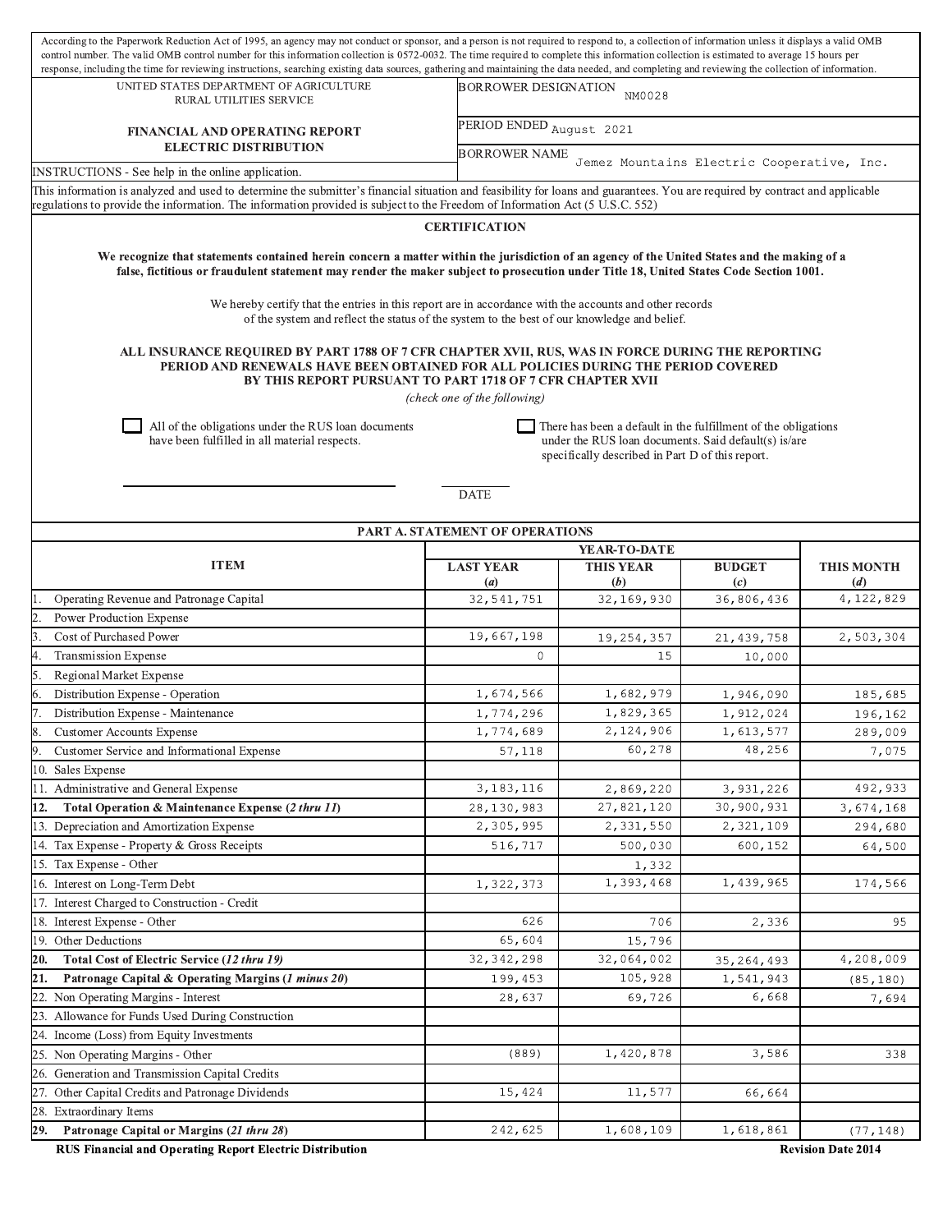According to the Paperwork Reduction Act of 1995, an agency may not conduct or sponsor, and a person is not required to respond to, a collection of information unless it displays a valid OMB control number. The valid OMB control number for this information collection is 0572-0032. The time required to complete this information collection is estimated to average 15 hours per response, including the time for reviewing instructions, searching existing data sources, gathering and maintaining the data needed, and completing and reviewing the collection of information.

| UNITED STATES DEPARTMENT OF AGRICULTURE RURAL UTILITIES SERVICE | BORROWER DESIGNATION NM0028 |
|---|---|
| **FINANCIAL AND OPERATING REPORT ELECTRIC DISTRIBUTION** | PERIOD ENDED August 2021 |
| | BORROWER NAME Jemez Mountains Electric Cooperative, Inc. |
| INSTRUCTIONS - See help in the online application. | |

This information is analyzed and used to determine the submitter's financial situation and feasibility for loans and guarantees. You are required by contract and applicable regulations to provide the information. The information provided is subject to the Freedom of Information Act (5 U.S.C. 552)

## CERTIFICATION

**We recognize that statements contained herein concern a matter within the jurisdiction of an agency of the United States and the making of a false, fictitious or fraudulent statement may render the maker subject to prosecution under Title 18, United States Code Section 1001.**

We hereby certify that the entries in this report are in accordance with the accounts and other records of the system and reflect the status of the system to the best of our knowledge and belief.

**ALL INSURANCE REQUIRED BY PART 1788 OF 7 CFR CHAPTER XVII, RUS, WAS IN FORCE DURING THE REPORTING PERIOD AND RENEWALS HAVE BEEN OBTAINED FOR ALL POLICIES DURING THE PERIOD COVERED BY THIS REPORT PURSUANT TO PART 1718 OF 7 CFR CHAPTER XVII**

*(check one of the following)*

☐ All of the obligations under the RUS loan documents have been fulfilled in all material respects.

☐ There has been a default in the fulfillment of the obligations under the RUS loan documents. Said default(s) is/are specifically described in Part D of this report.

DATE

## PART A. STATEMENT OF OPERATIONS

| ITEM | YEAR-TO-DATE | | | THIS MONTH (*d*) |
|---|---|---|---|---|
| | LAST YEAR (*a*) | THIS YEAR (*b*) | BUDGET (*c*) | |
| 1. Operating Revenue and Patronage Capital | 32,541,751 | 32,169,930 | 36,806,436 | 4,122,829 |
| 2. Power Production Expense | | | | |
| 3. Cost of Purchased Power | 19,667,198 | 19,254,357 | 21,439,758 | 2,503,304 |
| 4. Transmission Expense | 0 | 15 | 10,000 | |
| 5. Regional Market Expense | | | | |
| 6. Distribution Expense - Operation | 1,674,566 | 1,682,979 | 1,946,090 | 185,685 |
| 7. Distribution Expense - Maintenance | 1,774,296 | 1,829,365 | 1,912,024 | 196,162 |
| 8. Customer Accounts Expense | 1,774,689 | 2,124,906 | 1,613,577 | 289,009 |
| 9. Customer Service and Informational Expense | 57,118 | 60,278 | 48,256 | 7,075 |
| 10. Sales Expense | | | | |
| 11. Administrative and General Expense | 3,183,116 | 2,869,220 | 3,931,226 | 492,933 |
| **12. Total Operation & Maintenance Expense (*2 thru 11*)** | 28,130,983 | 27,821,120 | 30,900,931 | 3,674,168 |
| 13. Depreciation and Amortization Expense | 2,305,995 | 2,331,550 | 2,321,109 | 294,680 |
| 14. Tax Expense - Property & Gross Receipts | 516,717 | 500,030 | 600,152 | 64,500 |
| 15. Tax Expense - Other | | 1,332 | | |
| 16. Interest on Long-Term Debt | 1,322,373 | 1,393,468 | 1,439,965 | 174,566 |
| 17. Interest Charged to Construction - Credit | | | | |
| 18. Interest Expense - Other | 626 | 706 | 2,336 | 95 |
| 19. Other Deductions | 65,604 | 15,796 | | |
| **20. Total Cost of Electric Service (*12 thru 19*)** | 32,342,298 | 32,064,002 | 35,264,493 | 4,208,009 |
| **21. Patronage Capital & Operating Margins (*1 minus 20*)** | 199,453 | 105,928 | 1,541,943 | (85,180) |
| 22. Non Operating Margins - Interest | 28,637 | 69,726 | 6,668 | 7,694 |
| 23. Allowance for Funds Used During Construction | | | | |
| 24. Income (Loss) from Equity Investments | | | | |
| 25. Non Operating Margins - Other | (889) | 1,420,878 | 3,586 | 338 |
| 26. Generation and Transmission Capital Credits | | | | |
| 27. Other Capital Credits and Patronage Dividends | 15,424 | 11,577 | 66,664 | |
| 28. Extraordinary Items | | | | |
| **29. Patronage Capital or Margins (*21 thru 28*)** | 242,625 | 1,608,109 | 1,618,861 | (77,148) |

RUS Financial and Operating Report Electric Distribution — Revision Date 2014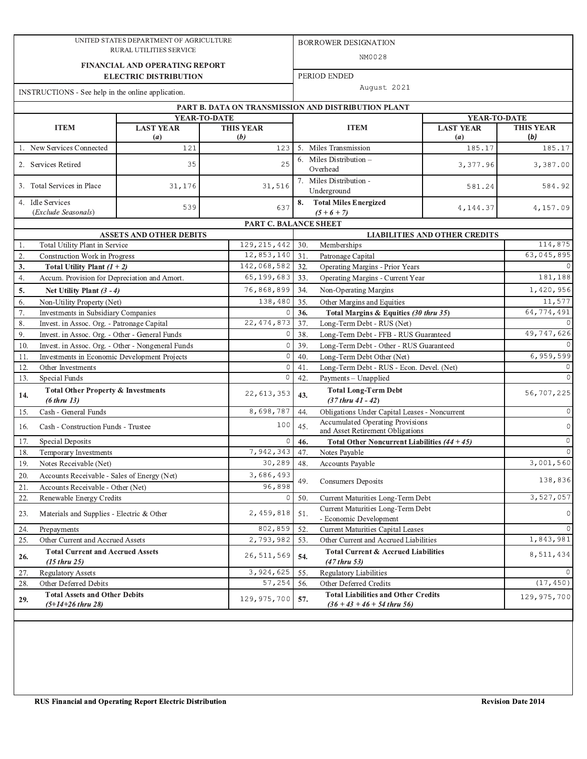| UNITED STATES DEPARTMENT OF AGRICULTURE RURAL UTILITIES SERVICE | BORROWER DESIGNATION |
|---|---|
| **FINANCIAL AND OPERATING REPORT ELECTRIC DISTRIBUTION** | NM0028 |
| | PERIOD ENDED |
| INSTRUCTIONS - See help in the online application. | August 2021 |

## PART B. DATA ON TRANSMISSION AND DISTRIBUTION PLANT

| ITEM | YEAR-TO-DATE LAST YEAR (*a*) | YEAR-TO-DATE THIS YEAR (*b*) | ITEM | YEAR-TO-DATE LAST YEAR (*a*) | YEAR-TO-DATE THIS YEAR (*b*) |
|---|---|---|---|---|---|
| 1. New Services Connected | 121 | 123 | 5. Miles Transmission | 185.17 | 185.17 |
| 2. Services Retired | 35 | 25 | 6. Miles Distribution – Overhead | 3,377.96 | 3,387.00 |
| 3. Total Services in Place | 31,176 | 31,516 | 7. Miles Distribution - Underground | 581.24 | 584.92 |
| 4. Idle Services (*Exclude Seasonals*) | 539 | 637 | **8. Total Miles Energized** ***(5 + 6 + 7)*** | 4,144.37 | 4,157.09 |

## PART C. BALANCE SHEET

| ASSETS AND OTHER DEBITS | | | LIABILITIES AND OTHER CREDITS | | |
|---|---|---|---|---|---|
| 1. | Total Utility Plant in Service | 129,215,442 | 30. | Memberships | 114,875 |
| 2. | Construction Work in Progress | 12,853,140 | 31. | Patronage Capital | 63,045,895 |
| **3.** | **Total Utility Plant** ***(1 + 2)*** | 142,068,582 | 32. | Operating Margins - Prior Years | 0 |
| 4. | Accum. Provision for Depreciation and Amort. | 65,199,683 | 33. | Operating Margins - Current Year | 181,188 |
| **5.** | **Net Utility Plant** ***(3 - 4)*** | 76,868,899 | 34. | Non-Operating Margins | 1,420,956 |
| 6. | Non-Utility Property (Net) | 138,480 | 35. | Other Margins and Equities | 11,577 |
| 7. | Investments in Subsidiary Companies | 0 | **36.** | **Total Margins & Equities** ***(30 thru 35)*** | 64,774,491 |
| 8. | Invest. in Assoc. Org. - Patronage Capital | 22,474,873 | 37. | Long-Term Debt - RUS (Net) | 0 |
| 9. | Invest. in Assoc. Org. - Other - General Funds | 0 | 38. | Long-Term Debt - FFB - RUS Guaranteed | 49,747,626 |
| 10. | Invest. in Assoc. Org. - Other - Nongeneral Funds | 0 | 39. | Long-Term Debt - Other - RUS Guaranteed | 0 |
| 11. | Investments in Economic Development Projects | 0 | 40. | Long-Term Debt Other (Net) | 6,959,599 |
| 12. | Other Investments | 0 | 41. | Long-Term Debt - RUS - Econ. Devel. (Net) | 0 |
| 13. | Special Funds | 0 | 42. | Payments – Unapplied | 0 |
| **14.** | **Total Other Property & Investments** ***(6 thru 13)*** | 22,613,353 | **43.** | **Total Long-Term Debt** ***(37 thru 41 - 42)*** | 56,707,225 |
| 15. | Cash - General Funds | 8,698,787 | 44. | Obligations Under Capital Leases - Noncurrent | 0 |
| 16. | Cash - Construction Funds - Trustee | 100 | 45. | Accumulated Operating Provisions and Asset Retirement Obligations | 0 |
| 17. | Special Deposits | 0 | **46.** | **Total Other Noncurrent Liabilities** ***(44 + 45)*** | 0 |
| 18. | Temporary Investments | 7,942,343 | 47. | Notes Payable | 0 |
| 19. | Notes Receivable (Net) | 30,289 | 48. | Accounts Payable | 3,001,560 |
| 20. | Accounts Receivable - Sales of Energy (Net) | 3,686,493 | 49. | Consumers Deposits | 138,836 |
| 21. | Accounts Receivable - Other (Net) | 96,898 | | | |
| 22. | Renewable Energy Credits | 0 | 50. | Current Maturities Long-Term Debt | 3,527,057 |
| 23. | Materials and Supplies - Electric & Other | 2,459,818 | 51. | Current Maturities Long-Term Debt - Economic Development | 0 |
| 24. | Prepayments | 802,859 | 52. | Current Maturities Capital Leases | 0 |
| 25. | Other Current and Accrued Assets | 2,793,982 | 53. | Other Current and Accrued Liabilities | 1,843,981 |
| **26.** | **Total Current and Accrued Assets** ***(15 thru 25)*** | 26,511,569 | **54.** | **Total Current & Accrued Liabilities** ***(47 thru 53)*** | 8,511,434 |
| 27. | Regulatory Assets | 3,924,625 | 55. | Regulatory Liabilities | 0 |
| 28. | Other Deferred Debits | 57,254 | 56. | Other Deferred Credits | (17,450) |
| **29.** | **Total Assets and Other Debits** ***(5+14+26 thru 28)*** | 129,975,700 | **57.** | **Total Liabilities and Other Credits** ***(36 + 43 + 46 + 54 thru 56)*** | 129,975,700 |

**RUS Financial and Operating Report Electric Distribution** **Revision Date 2014**